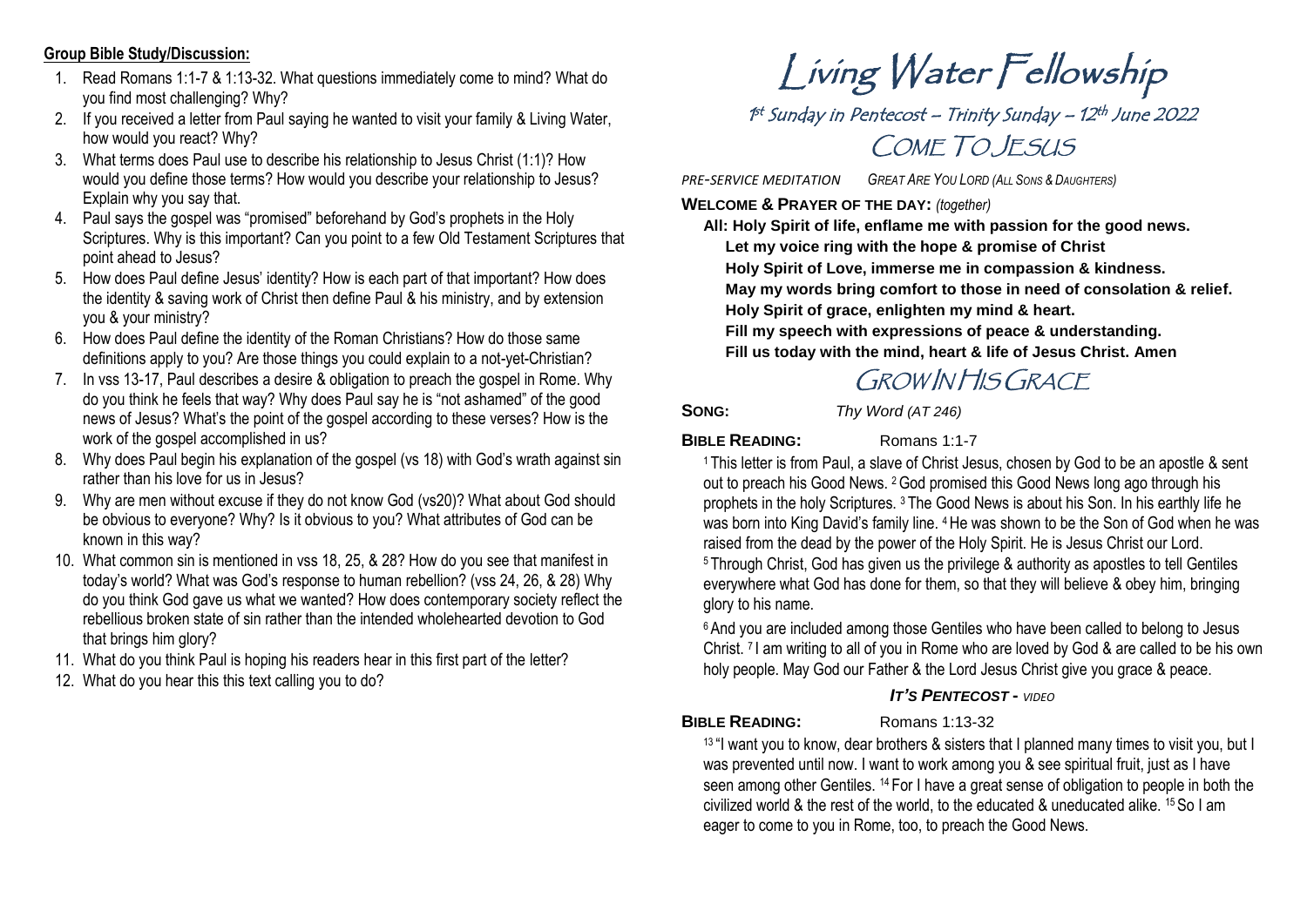## Group Bible Study/Discussion:

1. Read Romans 1:1-7 & 1:13-32. What questions immediately come to mind? What do you find most challenging? Why?
2. If you received a letter from Paul saying he wanted to visit your family & Living Water, how would you react? Why?
3. What terms does Paul use to describe his relationship to Jesus Christ (1:1)? How would you define those terms? How would you describe your relationship to Jesus? Explain why you say that.
4. Paul says the gospel was "promised" beforehand by God's prophets in the Holy Scriptures. Why is this important? Can you point to a few Old Testament Scriptures that point ahead to Jesus?
5. How does Paul define Jesus' identity? How is each part of that important? How does the identity & saving work of Christ then define Paul & his ministry, and by extension you & your ministry?
6. How does Paul define the identity of the Roman Christians? How do those same definitions apply to you? Are those things you could explain to a not-yet-Christian?
7. In vss 13-17, Paul describes a desire & obligation to preach the gospel in Rome. Why do you think he feels that way? Why does Paul say he is "not ashamed" of the good news of Jesus? What's the point of the gospel according to these verses? How is the work of the gospel accomplished in us?
8. Why does Paul begin his explanation of the gospel (vs 18) with God's wrath against sin rather than his love for us in Jesus?
9. Why are men without excuse if they do not know God (vs20)? What about God should be obvious to everyone? Why? Is it obvious to you? What attributes of God can be known in this way?
10. What common sin is mentioned in vss 18, 25, & 28? How do you see that manifest in today's world? What was God's response to human rebellion? (vss 24, 26, & 28) Why do you think God gave us what we wanted? How does contemporary society reflect the rebellious broken state of sin rather than the intended wholehearted devotion to God that brings him glory?
11. What do you think Paul is hoping his readers hear in this first part of the letter?
12. What do you hear this this text calling you to do?

# Living Water Fellowship

1st Sunday in Pentecost – Trinity Sunday – 12th June 2022

## COME TO JESUS

*PRE-SERVICE MEDITATION* *GREAT ARE YOU LORD (ALL SONS & DAUGHTERS)*

**WELCOME & PRAYER OF THE DAY:** *(together)*

**All: Holy Spirit of life, enflame me with passion for the good news.**
**Let my voice ring with the hope & promise of Christ**
**Holy Spirit of Love, immerse me in compassion & kindness.**
**May my words bring comfort to those in need of consolation & relief.**
**Holy Spirit of grace, enlighten my mind & heart.**
**Fill my speech with expressions of peace & understanding.**
**Fill us today with the mind, heart & life of Jesus Christ. Amen**

## GROW IN HIS GRACE

**SONG:** *Thy Word (AT 246)*

**BIBLE READING:** Romans 1:1-7

[1] This letter is from Paul, a slave of Christ Jesus, chosen by God to be an apostle & sent out to preach his Good News. [2] God promised this Good News long ago through his prophets in the holy Scriptures. [3] The Good News is about his Son. In his earthly life he was born into King David's family line. [4] He was shown to be the Son of God when he was raised from the dead by the power of the Holy Spirit. He is Jesus Christ our Lord. [5] Through Christ, God has given us the privilege & authority as apostles to tell Gentiles everywhere what God has done for them, so that they will believe & obey him, bringing glory to his name.

[6] And you are included among those Gentiles who have been called to belong to Jesus Christ. [7] I am writing to all of you in Rome who are loved by God & are called to be his own holy people. May God our Father & the Lord Jesus Christ give you grace & peace.

***IT'S PENTECOST** - VIDEO*

**BIBLE READING:** Romans 1:13-32

[13] "I want you to know, dear brothers & sisters that I planned many times to visit you, but I was prevented until now. I want to work among you & see spiritual fruit, just as I have seen among other Gentiles. [14] For I have a great sense of obligation to people in both the civilized world & the rest of the world, to the educated & uneducated alike. [15] So I am eager to come to you in Rome, too, to preach the Good News.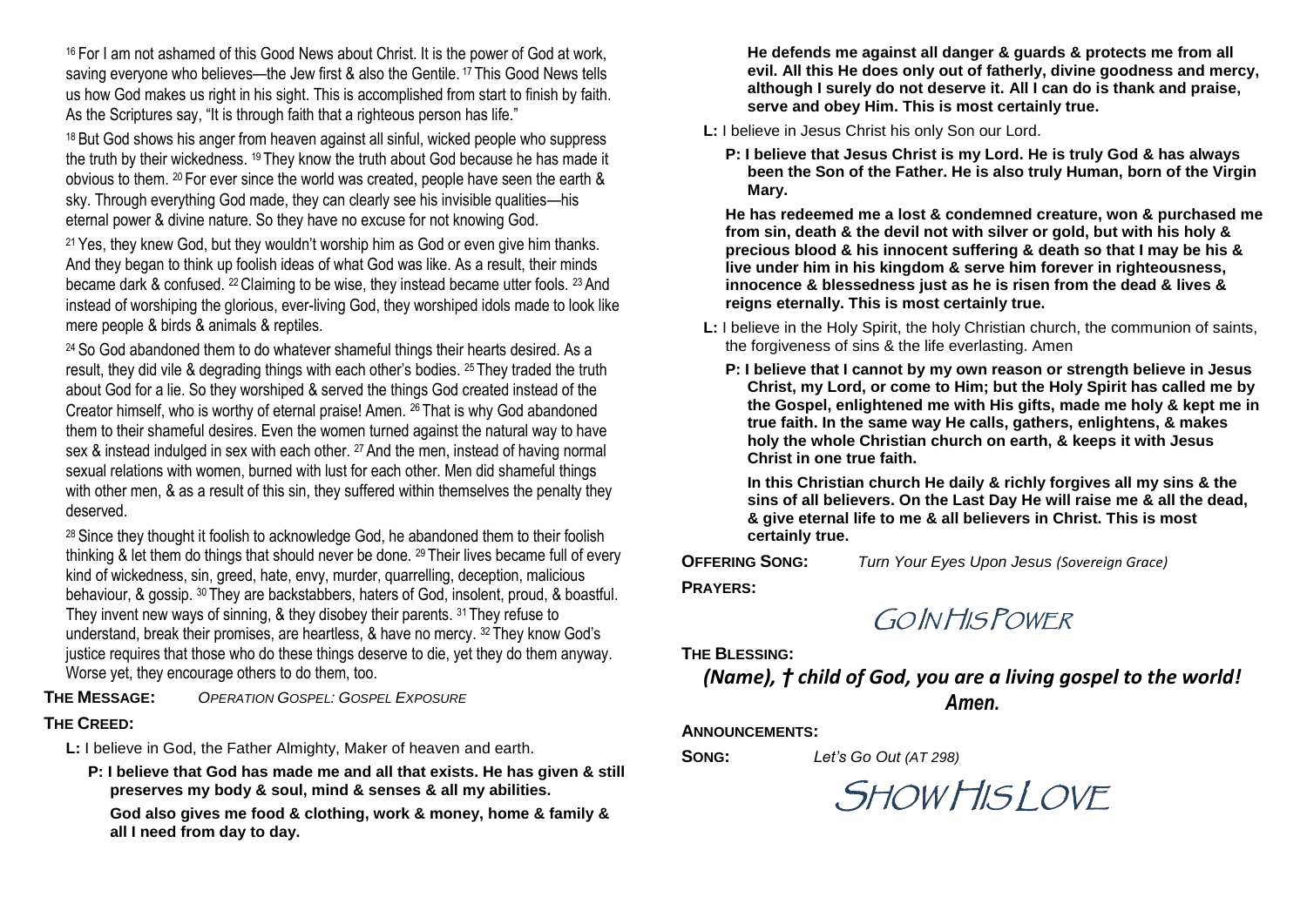[16] For I am not ashamed of this Good News about Christ. It is the power of God at work, saving everyone who believes—the Jew first & also the Gentile. [17] This Good News tells us how God makes us right in his sight. This is accomplished from start to finish by faith. As the Scriptures say, "It is through faith that a righteous person has life."

[18] But God shows his anger from heaven against all sinful, wicked people who suppress the truth by their wickedness. [19] They know the truth about God because he has made it obvious to them. [20] For ever since the world was created, people have seen the earth & sky. Through everything God made, they can clearly see his invisible qualities—his eternal power & divine nature. So they have no excuse for not knowing God.

[21] Yes, they knew God, but they wouldn't worship him as God or even give him thanks. And they began to think up foolish ideas of what God was like. As a result, their minds became dark & confused. [22] Claiming to be wise, they instead became utter fools. [23] And instead of worshiping the glorious, ever-living God, they worshiped idols made to look like mere people & birds & animals & reptiles.

[24] So God abandoned them to do whatever shameful things their hearts desired. As a result, they did vile & degrading things with each other's bodies. [25] They traded the truth about God for a lie. So they worshiped & served the things God created instead of the Creator himself, who is worthy of eternal praise! Amen. [26] That is why God abandoned them to their shameful desires. Even the women turned against the natural way to have sex & instead indulged in sex with each other. [27] And the men, instead of having normal sexual relations with women, burned with lust for each other. Men did shameful things with other men, & as a result of this sin, they suffered within themselves the penalty they deserved.

[28] Since they thought it foolish to acknowledge God, he abandoned them to their foolish thinking & let them do things that should never be done. [29] Their lives became full of every kind of wickedness, sin, greed, hate, envy, murder, quarrelling, deception, malicious behaviour, & gossip. [30] They are backstabbers, haters of God, insolent, proud, & boastful. They invent new ways of sinning, & they disobey their parents. [31] They refuse to understand, break their promises, are heartless, & have no mercy. [32] They know God's justice requires that those who do these things deserve to die, yet they do them anyway. Worse yet, they encourage others to do them, too.

**THE MESSAGE:** *OPERATION GOSPEL: GOSPEL EXPOSURE*

**THE CREED:**

**L:** I believe in God, the Father Almighty, Maker of heaven and earth.

**P: I believe that God has made me and all that exists. He has given & still preserves my body & soul, mind & senses & all my abilities.**

**God also gives me food & clothing, work & money, home & family & all I need from day to day.**

**He defends me against all danger & guards & protects me from all evil. All this He does only out of fatherly, divine goodness and mercy, although I surely do not deserve it. All I can do is thank and praise, serve and obey Him. This is most certainly true.**

**L:** I believe in Jesus Christ his only Son our Lord.

**P: I believe that Jesus Christ is my Lord. He is truly God & has always been the Son of the Father. He is also truly Human, born of the Virgin Mary.**

**He has redeemed me a lost & condemned creature, won & purchased me from sin, death & the devil not with silver or gold, but with his holy & precious blood & his innocent suffering & death so that I may be his & live under him in his kingdom & serve him forever in righteousness, innocence & blessedness just as he is risen from the dead & lives & reigns eternally. This is most certainly true.**

**L:** I believe in the Holy Spirit, the holy Christian church, the communion of saints, the forgiveness of sins & the life everlasting. Amen

**P: I believe that I cannot by my own reason or strength believe in Jesus Christ, my Lord, or come to Him; but the Holy Spirit has called me by the Gospel, enlightened me with His gifts, made me holy & kept me in true faith. In the same way He calls, gathers, enlightens, & makes holy the whole Christian church on earth, & keeps it with Jesus Christ in one true faith.**

**In this Christian church He daily & richly forgives all my sins & the sins of all believers. On the Last Day He will raise me & all the dead, & give eternal life to me & all believers in Christ. This is most certainly true.**

**OFFERING SONG:** *Turn Your Eyes Upon Jesus (Sovereign Grace)*

**PRAYERS:**

## GO IN HIS POWER

**THE BLESSING:**

***(Name), † child of God, you are a living gospel to the world! Amen.***

**ANNOUNCEMENTS:**

**SONG:** *Let's Go Out (AT 298)*

## SHOW HIS LOVE